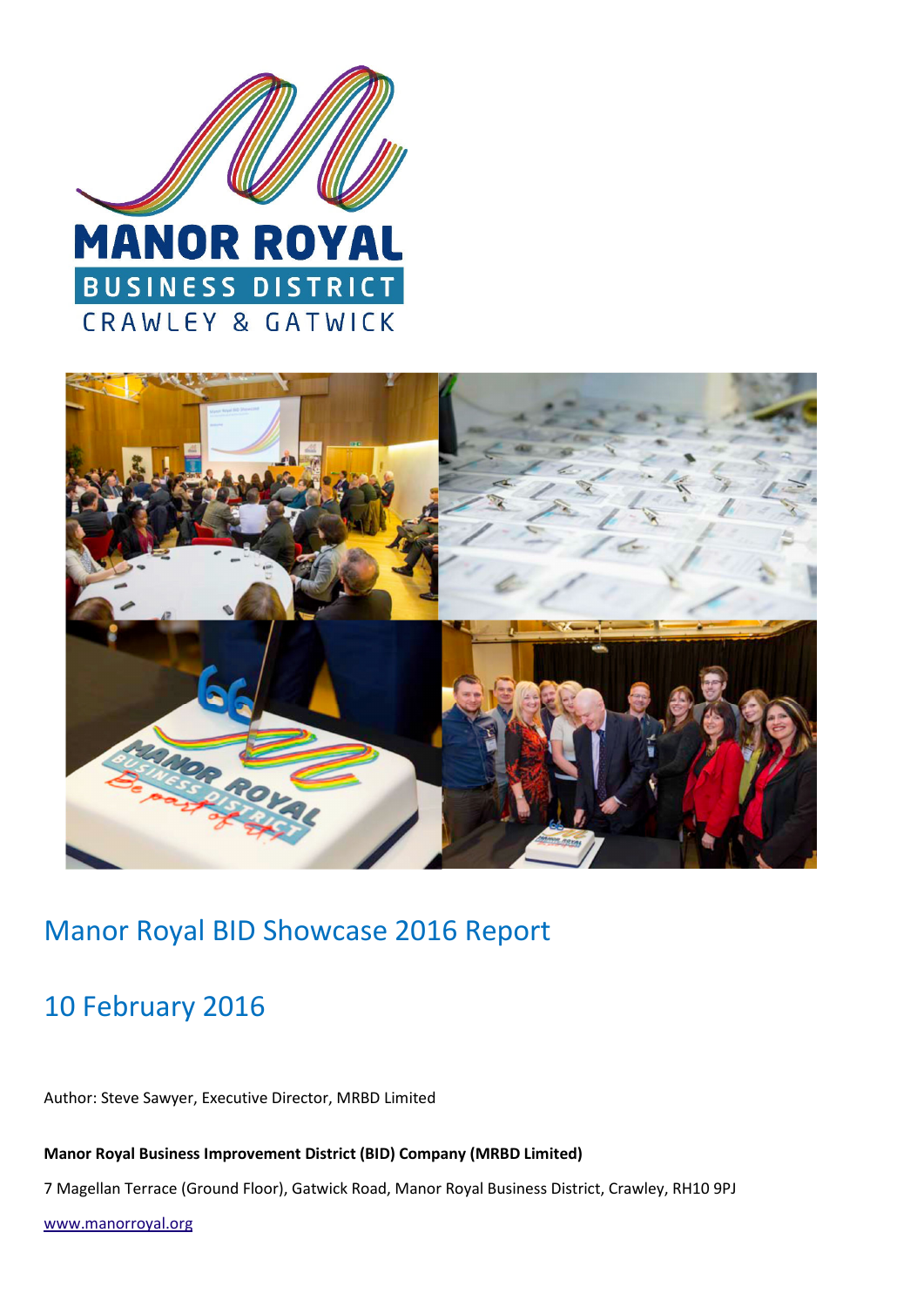MANOR ROYAL
BUSINESS DISTRICT
CRAWLEY & GATWICK

# Manor Royal BID Showcase 2016 Report

## 10 February 2016

Author: Steve Sawyer, Executive Director, MRBD Limited

**Manor Royal Business Improvement District (BID) Company (MRBD Limited)**

7 Magellan Terrace (Ground Floor), Gatwick Road, Manor Royal Business District, Crawley, RH10 9PJ

www.manorroyal.org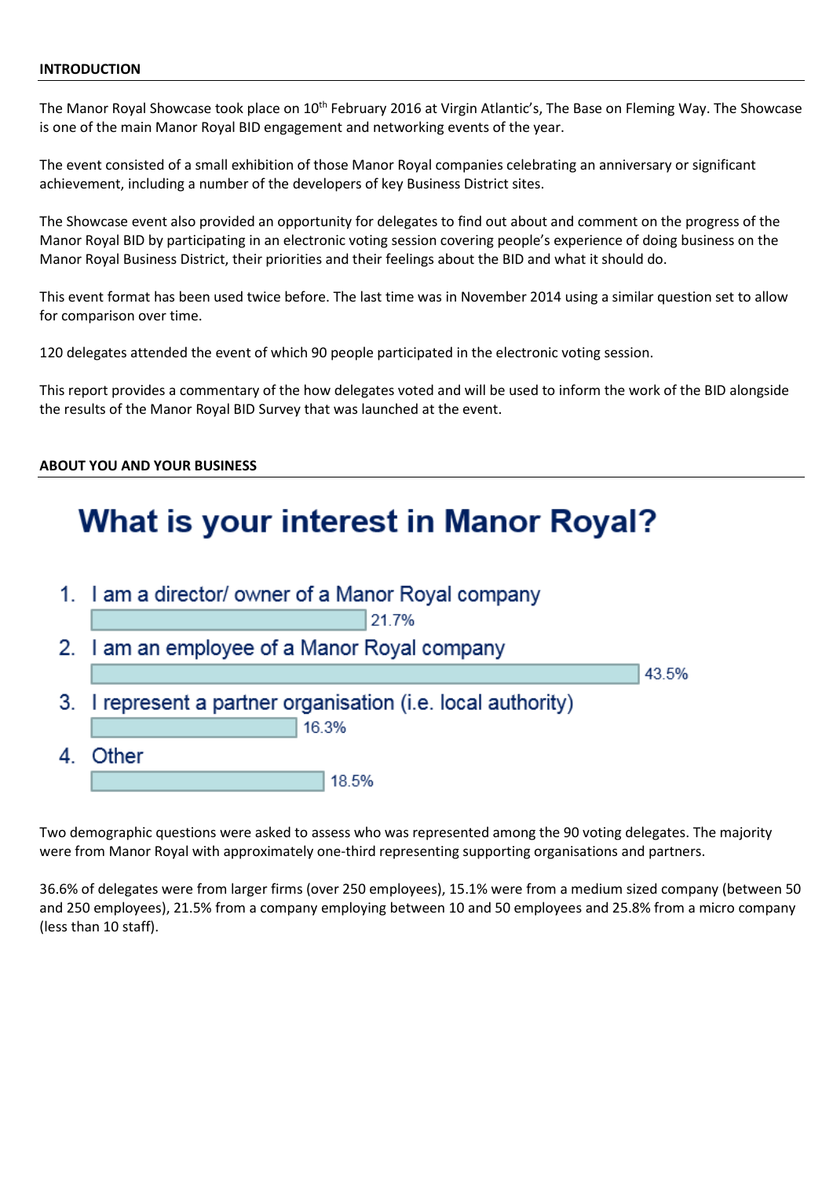## INTRODUCTION

The Manor Royal Showcase took place on 10th February 2016 at Virgin Atlantic's, The Base on Fleming Way. The Showcase is one of the main Manor Royal BID engagement and networking events of the year.

The event consisted of a small exhibition of those Manor Royal companies celebrating an anniversary or significant achievement, including a number of the developers of key Business District sites.

The Showcase event also provided an opportunity for delegates to find out about and comment on the progress of the Manor Royal BID by participating in an electronic voting session covering people's experience of doing business on the Manor Royal Business District, their priorities and their feelings about the BID and what it should do.

This event format has been used twice before. The last time was in November 2014 using a similar question set to allow for comparison over time.

120 delegates attended the event of which 90 people participated in the electronic voting session.

This report provides a commentary of the how delegates voted and will be used to inform the work of the BID alongside the results of the Manor Royal BID Survey that was launched at the event.

## ABOUT YOU AND YOUR BUSINESS

### What is your interest in Manor Royal?

1. I am a director/ owner of a Manor Royal company — 21.7%
2. I am an employee of a Manor Royal company — 43.5%
3. I represent a partner organisation (i.e. local authority) — 16.3%
4. Other — 18.5%

Two demographic questions were asked to assess who was represented among the 90 voting delegates. The majority were from Manor Royal with approximately one-third representing supporting organisations and partners.

36.6% of delegates were from larger firms (over 250 employees), 15.1% were from a medium sized company (between 50 and 250 employees), 21.5% from a company employing between 10 and 50 employees and 25.8% from a micro company (less than 10 staff).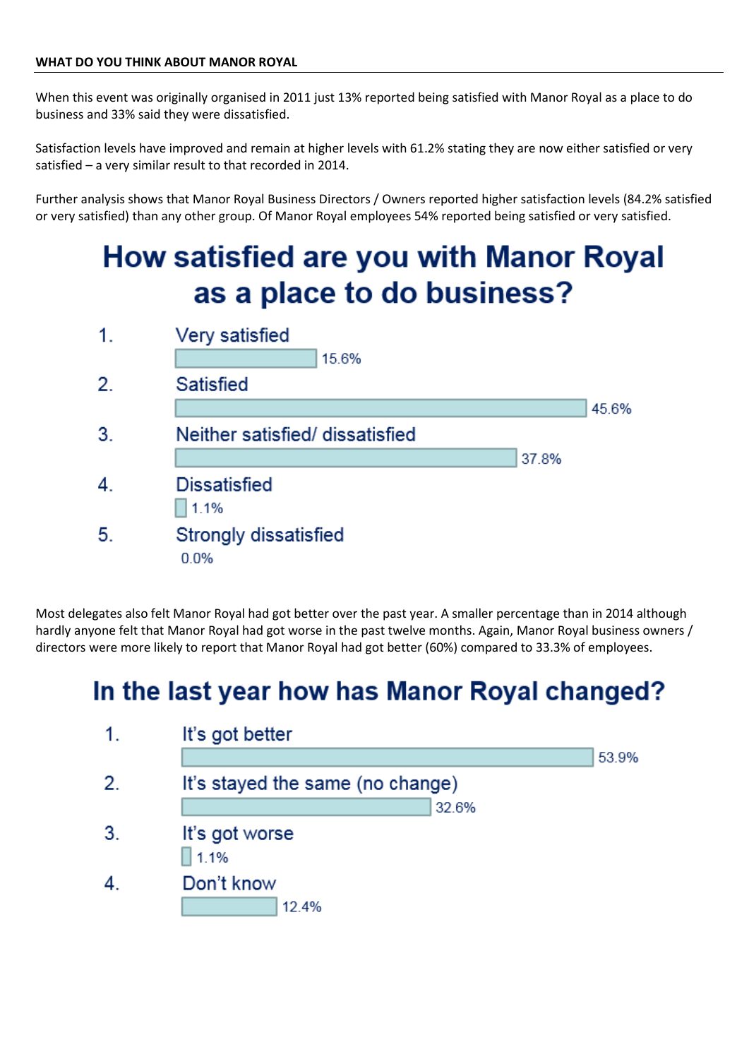## WHAT DO YOU THINK ABOUT MANOR ROYAL

When this event was originally organised in 2011 just 13% reported being satisfied with Manor Royal as a place to do business and 33% said they were dissatisfied.

Satisfaction levels have improved and remain at higher levels with 61.2% stating they are now either satisfied or very satisfied – a very similar result to that recorded in 2014.

Further analysis shows that Manor Royal Business Directors / Owners reported higher satisfaction levels (84.2% satisfied or very satisfied) than any other group. Of Manor Royal employees 54% reported being satisfied or very satisfied.

### How satisfied are you with Manor Royal as a place to do business?

| | Response | % |
|---|---|---|
| 1. | Very satisfied | 15.6% |
| 2. | Satisfied | 45.6% |
| 3. | Neither satisfied/ dissatisfied | 37.8% |
| 4. | Dissatisfied | 1.1% |
| 5. | Strongly dissatisfied | 0.0% |

Most delegates also felt Manor Royal had got better over the past year. A smaller percentage than in 2014 although hardly anyone felt that Manor Royal had got worse in the past twelve months. Again, Manor Royal business owners / directors were more likely to report that Manor Royal had got better (60%) compared to 33.3% of employees.

### In the last year how has Manor Royal changed?

| | Response | % |
|---|---|---|
| 1. | It's got better | 53.9% |
| 2. | It's stayed the same (no change) | 32.6% |
| 3. | It's got worse | 1.1% |
| 4. | Don't know | 12.4% |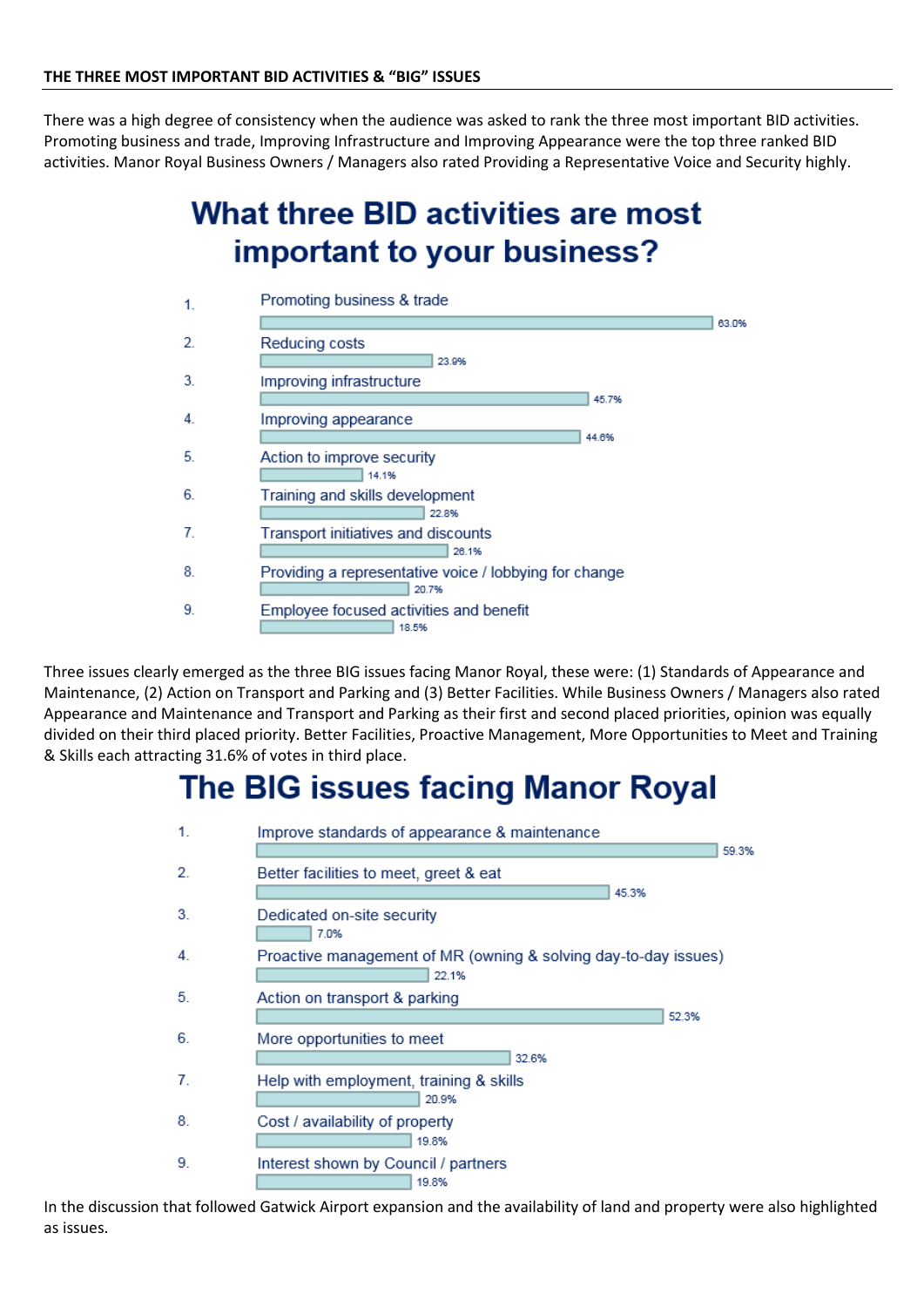**THE THREE MOST IMPORTANT BID ACTIVITIES & "BIG" ISSUES**

There was a high degree of consistency when the audience was asked to rank the three most important BID activities. Promoting business and trade, Improving Infrastructure and Improving Appearance were the top three ranked BID activities. Manor Royal Business Owners / Managers also rated Providing a Representative Voice and Security highly.

## What three BID activities are most important to your business?

| | Activity | % |
|---|---|---|
| 1. | Promoting business & trade | 63.0% |
| 2. | Reducing costs | 23.9% |
| 3. | Improving infrastructure | 45.7% |
| 4. | Improving appearance | 44.6% |
| 5. | Action to improve security | 14.1% |
| 6. | Training and skills development | 22.8% |
| 7. | Transport initiatives and discounts | 26.1% |
| 8. | Providing a representative voice / lobbying for change | 20.7% |
| 9. | Employee focused activities and benefit | 18.5% |

Three issues clearly emerged as the three BIG issues facing Manor Royal, these were: (1) Standards of Appearance and Maintenance, (2) Action on Transport and Parking and (3) Better Facilities. While Business Owners / Managers also rated Appearance and Maintenance and Transport and Parking as their first and second placed priorities, opinion was equally divided on their third placed priority. Better Facilities, Proactive Management, More Opportunities to Meet and Training & Skills each attracting 31.6% of votes in third place.

## The BIG issues facing Manor Royal

| | Issue | % |
|---|---|---|
| 1. | Improve standards of appearance & maintenance | 59.3% |
| 2. | Better facilities to meet, greet & eat | 45.3% |
| 3. | Dedicated on-site security | 7.0% |
| 4. | Proactive management of MR (owning & solving day-to-day issues) | 22.1% |
| 5. | Action on transport & parking | 52.3% |
| 6. | More opportunities to meet | 32.6% |
| 7. | Help with employment, training & skills | 20.9% |
| 8. | Cost / availability of property | 19.8% |
| 9. | Interest shown by Council / partners | 19.8% |

In the discussion that followed Gatwick Airport expansion and the availability of land and property were also highlighted as issues.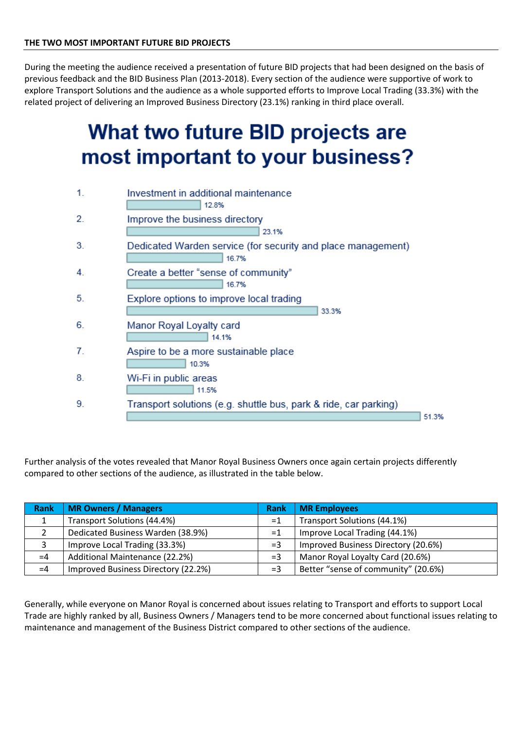## THE TWO MOST IMPORTANT FUTURE BID PROJECTS

During the meeting the audience received a presentation of future BID projects that had been designed on the basis of previous feedback and the BID Business Plan (2013-2018). Every section of the audience were supportive of work to explore Transport Solutions and the audience as a whole supported efforts to Improve Local Trading (33.3%) with the related project of delivering an Improved Business Directory (23.1%) ranking in third place overall.

# What two future BID projects are most important to your business?

1. Investment in additional maintenance — 12.8%
2. Improve the business directory — 23.1%
3. Dedicated Warden service (for security and place management) — 16.7%
4. Create a better "sense of community" — 16.7%
5. Explore options to improve local trading — 33.3%
6. Manor Royal Loyalty card — 14.1%
7. Aspire to be a more sustainable place — 10.3%
8. Wi-Fi in public areas — 11.5%
9. Transport solutions (e.g. shuttle bus, park & ride, car parking) — 51.3%

Further analysis of the votes revealed that Manor Royal Business Owners once again certain projects differently compared to other sections of the audience, as illustrated in the table below.

| Rank | MR Owners / Managers | Rank | MR Employees |
|---|---|---|---|
| 1 | Transport Solutions (44.4%) | =1 | Transport Solutions (44.1%) |
| 2 | Dedicated Business Warden (38.9%) | =1 | Improve Local Trading (44.1%) |
| 3 | Improve Local Trading (33.3%) | =3 | Improved Business Directory (20.6%) |
| =4 | Additional Maintenance (22.2%) | =3 | Manor Royal Loyalty Card (20.6%) |
| =4 | Improved Business Directory (22.2%) | =3 | Better "sense of community" (20.6%) |

Generally, while everyone on Manor Royal is concerned about issues relating to Transport and efforts to support Local Trade are highly ranked by all, Business Owners / Managers tend to be more concerned about functional issues relating to maintenance and management of the Business District compared to other sections of the audience.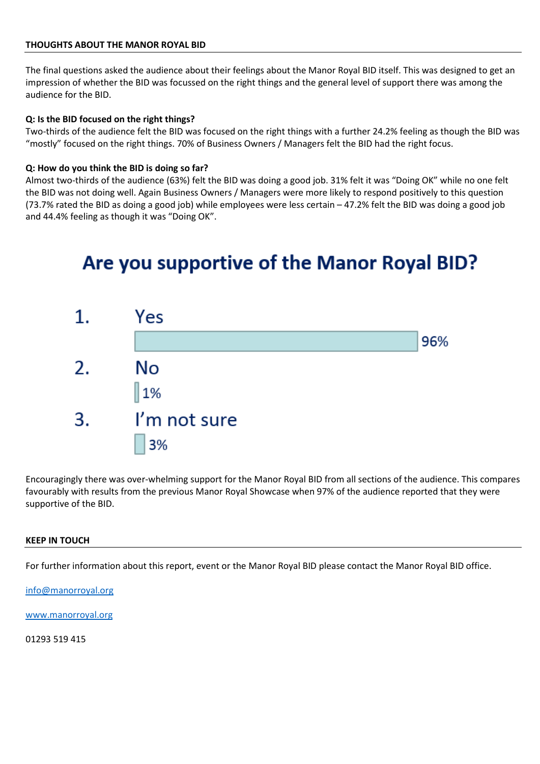## THOUGHTS ABOUT THE MANOR ROYAL BID

The final questions asked the audience about their feelings about the Manor Royal BID itself. This was designed to get an impression of whether the BID was focussed on the right things and the general level of support there was among the audience for the BID.

**Q: Is the BID focused on the right things?**
Two-thirds of the audience felt the BID was focused on the right things with a further 24.2% feeling as though the BID was "mostly" focused on the right things. 70% of Business Owners / Managers felt the BID had the right focus.

**Q: How do you think the BID is doing so far?**
Almost two-thirds of the audience (63%) felt the BID was doing a good job. 31% felt it was "Doing OK" while no one felt the BID was not doing well. Again Business Owners / Managers were more likely to respond positively to this question (73.7% rated the BID as doing a good job) while employees were less certain – 47.2% felt the BID was doing a good job and 44.4% feeling as though it was "Doing OK".

Are you supportive of the Manor Royal BID?

1. Yes
96%

2. No
1%

3. I'm not sure
3%

Encouragingly there was over-whelming support for the Manor Royal BID from all sections of the audience. This compares favourably with results from the previous Manor Royal Showcase when 97% of the audience reported that they were supportive of the BID.

## KEEP IN TOUCH

For further information about this report, event or the Manor Royal BID please contact the Manor Royal BID office.

info@manorroyal.org

www.manorroyal.org

01293 519 415